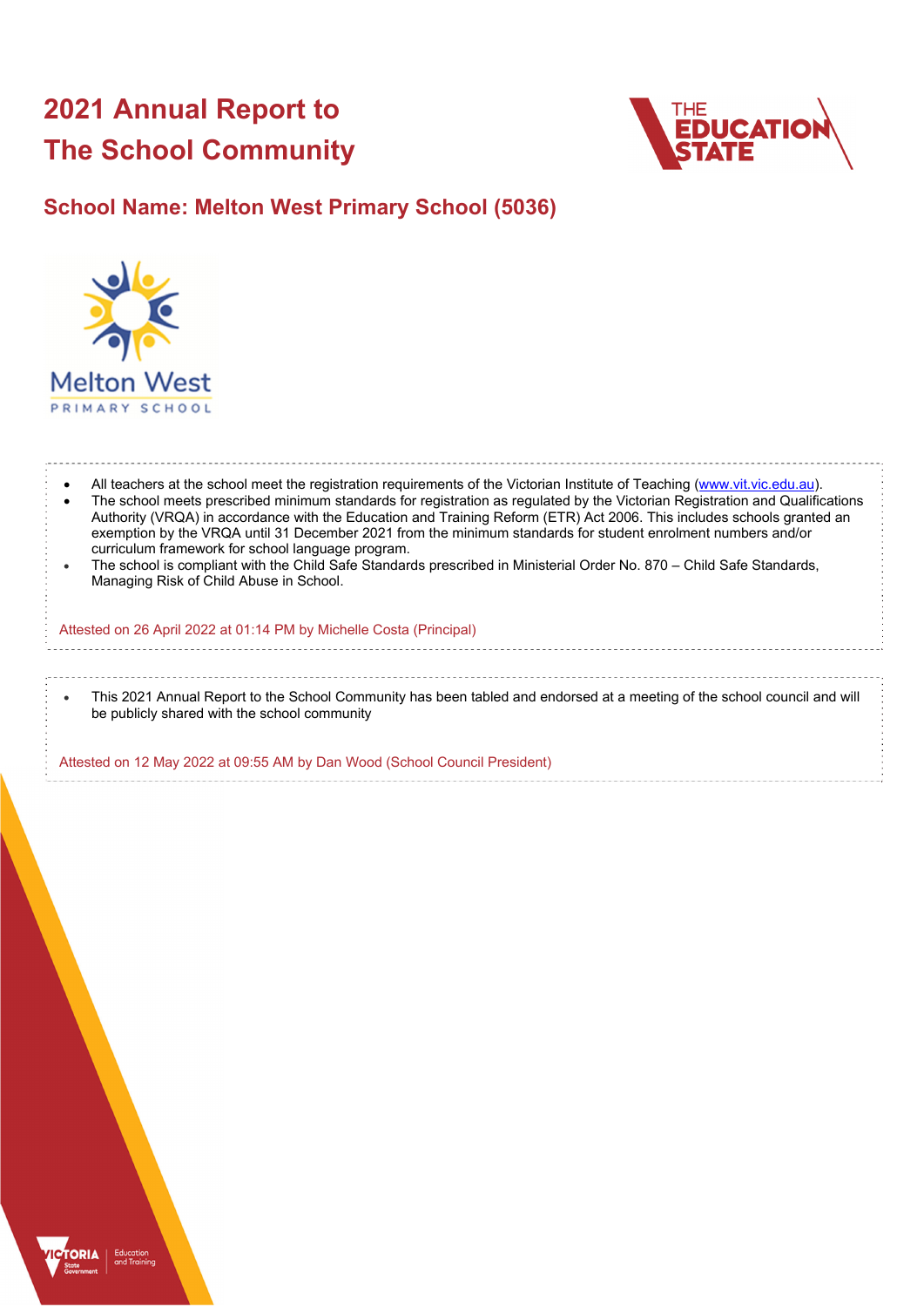# 2021 Annual Report to The School Community

## School Name: Melton West Primary School (5036)

- All teachers at the school meet the registration requirements of the Victorian Institute of Teaching (www.vit.vic.edu.au).
- The school meets prescribed minimum standards for registration as regulated by the Victorian Registration and Qualifications Authority (VRQA) in accordance with the Education and Training Reform (ETR) Act 2006. This includes schools granted an exemption by the VRQA until 31 December 2021 from the minimum standards for student enrolment numbers and/or curriculum framework for school language program.
- The school is compliant with the Child Safe Standards prescribed in Ministerial Order No. 870 – Child Safe Standards, Managing Risk of Child Abuse in School.

Attested on 26 April 2022 at 01:14 PM by Michelle Costa (Principal)

- This 2021 Annual Report to the School Community has been tabled and endorsed at a meeting of the school council and will be publicly shared with the school community

Attested on 12 May 2022 at 09:55 AM by Dan Wood (School Council President)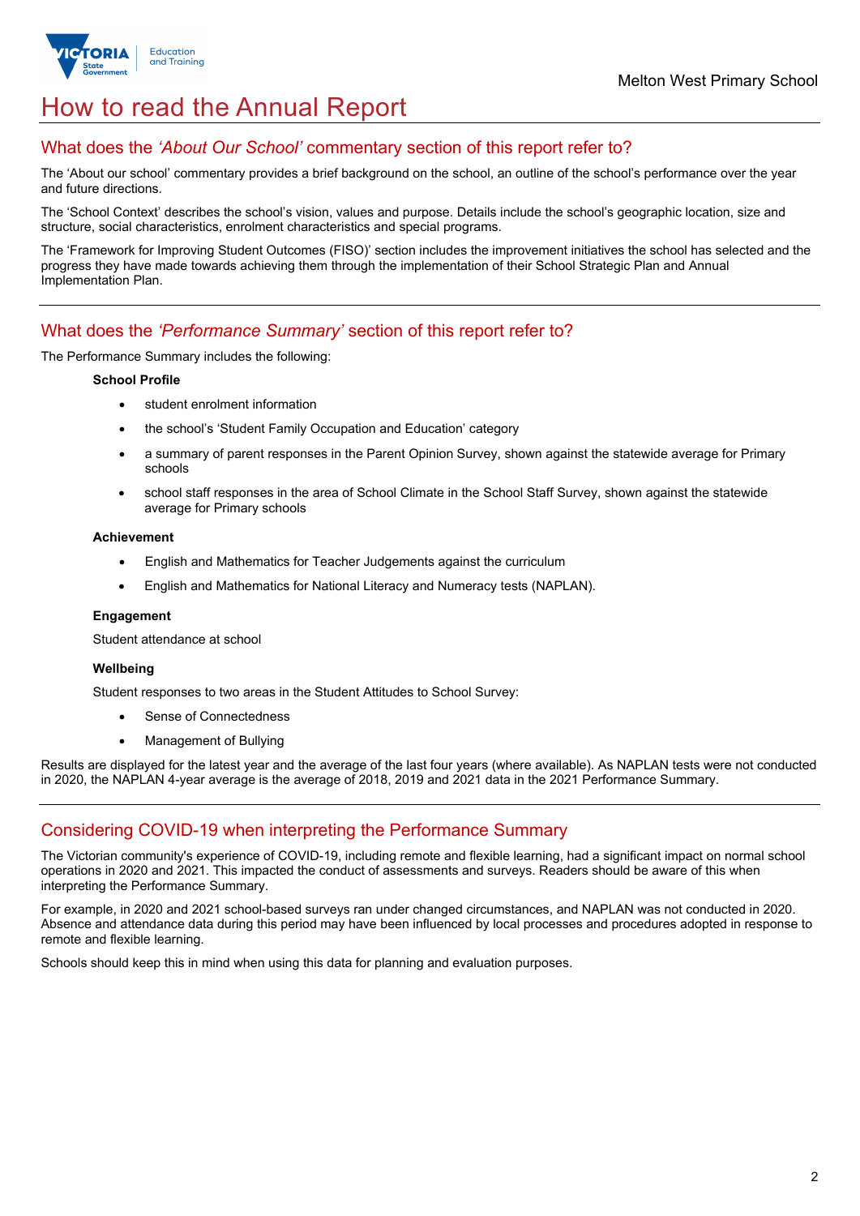# How to read the Annual Report

## What does the *'About Our School'* commentary section of this report refer to?

The 'About our school' commentary provides a brief background on the school, an outline of the school's performance over the year and future directions.

The 'School Context' describes the school's vision, values and purpose. Details include the school's geographic location, size and structure, social characteristics, enrolment characteristics and special programs.

The 'Framework for Improving Student Outcomes (FISO)' section includes the improvement initiatives the school has selected and the progress they have made towards achieving them through the implementation of their School Strategic Plan and Annual Implementation Plan.

## What does the *'Performance Summary'* section of this report refer to?

The Performance Summary includes the following:

**School Profile**

- student enrolment information
- the school's 'Student Family Occupation and Education' category
- a summary of parent responses in the Parent Opinion Survey, shown against the statewide average for Primary schools
- school staff responses in the area of School Climate in the School Staff Survey, shown against the statewide average for Primary schools

**Achievement**

- English and Mathematics for Teacher Judgements against the curriculum
- English and Mathematics for National Literacy and Numeracy tests (NAPLAN).

**Engagement**

Student attendance at school

**Wellbeing**

Student responses to two areas in the Student Attitudes to School Survey:

- Sense of Connectedness
- Management of Bullying

Results are displayed for the latest year and the average of the last four years (where available). As NAPLAN tests were not conducted in 2020, the NAPLAN 4-year average is the average of 2018, 2019 and 2021 data in the 2021 Performance Summary.

## Considering COVID-19 when interpreting the Performance Summary

The Victorian community's experience of COVID-19, including remote and flexible learning, had a significant impact on normal school operations in 2020 and 2021. This impacted the conduct of assessments and surveys. Readers should be aware of this when interpreting the Performance Summary.

For example, in 2020 and 2021 school-based surveys ran under changed circumstances, and NAPLAN was not conducted in 2020. Absence and attendance data during this period may have been influenced by local processes and procedures adopted in response to remote and flexible learning.

Schools should keep this in mind when using this data for planning and evaluation purposes.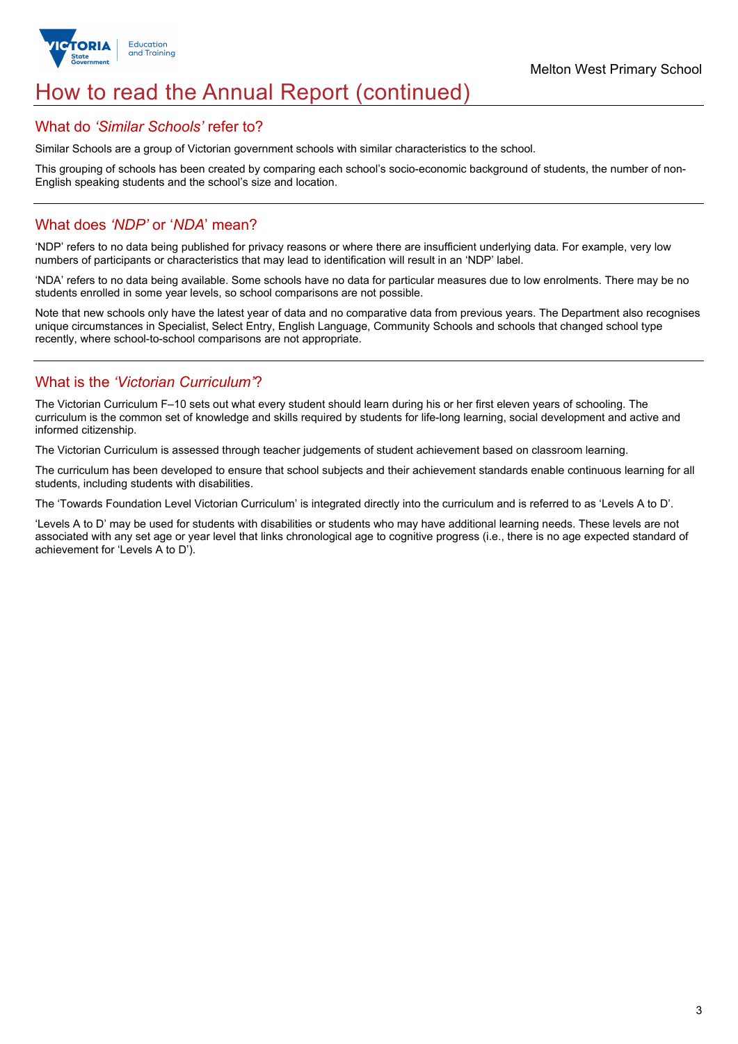# How to read the Annual Report (continued)

## What do *'Similar Schools'* refer to?

Similar Schools are a group of Victorian government schools with similar characteristics to the school.

This grouping of schools has been created by comparing each school's socio-economic background of students, the number of non-English speaking students and the school's size and location.

## What does *'NDP'* or '*NDA*' mean?

'NDP' refers to no data being published for privacy reasons or where there are insufficient underlying data. For example, very low numbers of participants or characteristics that may lead to identification will result in an 'NDP' label.

'NDA' refers to no data being available. Some schools have no data for particular measures due to low enrolments. There may be no students enrolled in some year levels, so school comparisons are not possible.

Note that new schools only have the latest year of data and no comparative data from previous years. The Department also recognises unique circumstances in Specialist, Select Entry, English Language, Community Schools and schools that changed school type recently, where school-to-school comparisons are not appropriate.

## What is the *'Victorian Curriculum'*?

The Victorian Curriculum F–10 sets out what every student should learn during his or her first eleven years of schooling. The curriculum is the common set of knowledge and skills required by students for life-long learning, social development and active and informed citizenship.

The Victorian Curriculum is assessed through teacher judgements of student achievement based on classroom learning.

The curriculum has been developed to ensure that school subjects and their achievement standards enable continuous learning for all students, including students with disabilities.

The 'Towards Foundation Level Victorian Curriculum' is integrated directly into the curriculum and is referred to as 'Levels A to D'.

'Levels A to D' may be used for students with disabilities or students who may have additional learning needs. These levels are not associated with any set age or year level that links chronological age to cognitive progress (i.e., there is no age expected standard of achievement for 'Levels A to D').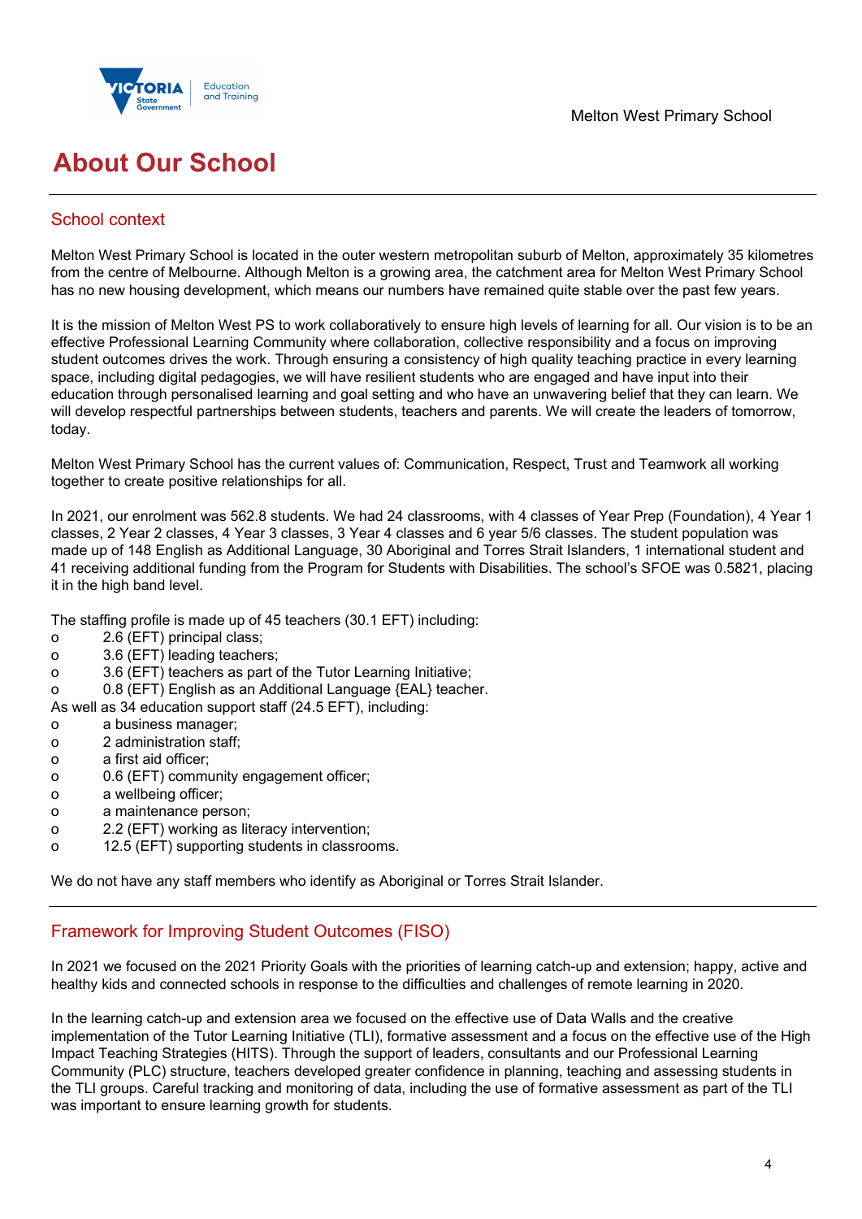Melton West Primary School

# About Our School

## School context

Melton West Primary School is located in the outer western metropolitan suburb of Melton, approximately 35 kilometres from the centre of Melbourne. Although Melton is a growing area, the catchment area for Melton West Primary School has no new housing development, which means our numbers have remained quite stable over the past few years.

It is the mission of Melton West PS to work collaboratively to ensure high levels of learning for all. Our vision is to be an effective Professional Learning Community where collaboration, collective responsibility and a focus on improving student outcomes drives the work. Through ensuring a consistency of high quality teaching practice in every learning space, including digital pedagogies, we will have resilient students who are engaged and have input into their education through personalised learning and goal setting and who have an unwavering belief that they can learn. We will develop respectful partnerships between students, teachers and parents. We will create the leaders of tomorrow, today.

Melton West Primary School has the current values of: Communication, Respect, Trust and Teamwork all working together to create positive relationships for all.

In 2021, our enrolment was 562.8 students. We had 24 classrooms, with 4 classes of Year Prep (Foundation), 4 Year 1 classes, 2 Year 2 classes, 4 Year 3 classes, 3 Year 4 classes and 6 year 5/6 classes. The student population was made up of 148 English as Additional Language, 30 Aboriginal and Torres Strait Islanders, 1 international student and 41 receiving additional funding from the Program for Students with Disabilities. The school's SFOE was 0.5821, placing it in the high band level.

The staffing profile is made up of 45 teachers (30.1 EFT) including:

- 2.6 (EFT) principal class;
- 3.6 (EFT) leading teachers;
- 3.6 (EFT) teachers as part of the Tutor Learning Initiative;
- 0.8 (EFT) English as an Additional Language {EAL} teacher.

As well as 34 education support staff (24.5 EFT), including:

- a business manager;
- 2 administration staff;
- a first aid officer;
- 0.6 (EFT) community engagement officer;
- a wellbeing officer;
- a maintenance person;
- 2.2 (EFT) working as literacy intervention;
- 12.5 (EFT) supporting students in classrooms.

We do not have any staff members who identify as Aboriginal or Torres Strait Islander.

## Framework for Improving Student Outcomes (FISO)

In 2021 we focused on the 2021 Priority Goals with the priorities of learning catch-up and extension; happy, active and healthy kids and connected schools in response to the difficulties and challenges of remote learning in 2020.

In the learning catch-up and extension area we focused on the effective use of Data Walls and the creative implementation of the Tutor Learning Initiative (TLI), formative assessment and a focus on the effective use of the High Impact Teaching Strategies (HITS). Through the support of leaders, consultants and our Professional Learning Community (PLC) structure, teachers developed greater confidence in planning, teaching and assessing students in the TLI groups. Careful tracking and monitoring of data, including the use of formative assessment as part of the TLI was important to ensure learning growth for students.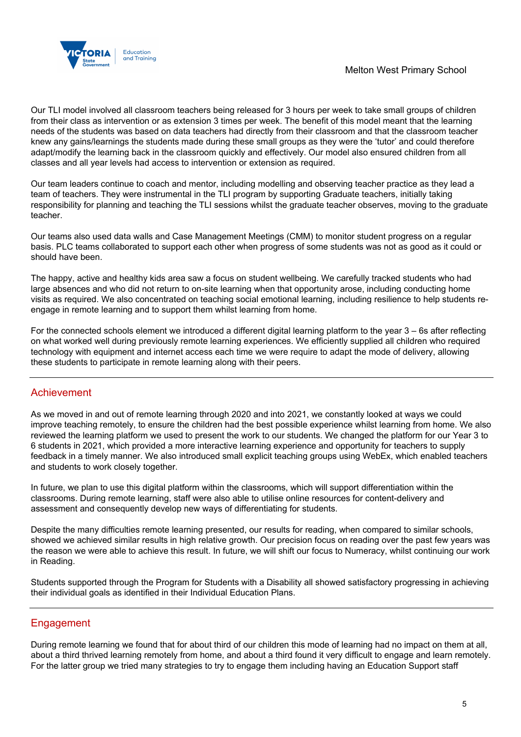Our TLI model involved all classroom teachers being released for 3 hours per week to take small groups of children from their class as intervention or as extension 3 times per week. The benefit of this model meant that the learning needs of the students was based on data teachers had directly from their classroom and that the classroom teacher knew any gains/learnings the students made during these small groups as they were the 'tutor' and could therefore adapt/modify the learning back in the classroom quickly and effectively. Our model also ensured children from all classes and all year levels had access to intervention or extension as required.

Our team leaders continue to coach and mentor, including modelling and observing teacher practice as they lead a team of teachers. They were instrumental in the TLI program by supporting Graduate teachers, initially taking responsibility for planning and teaching the TLI sessions whilst the graduate teacher observes, moving to the graduate teacher.

Our teams also used data walls and Case Management Meetings (CMM) to monitor student progress on a regular basis. PLC teams collaborated to support each other when progress of some students was not as good as it could or should have been.

The happy, active and healthy kids area saw a focus on student wellbeing. We carefully tracked students who had large absences and who did not return to on-site learning when that opportunity arose, including conducting home visits as required. We also concentrated on teaching social emotional learning, including resilience to help students re-engage in remote learning and to support them whilst learning from home.

For the connected schools element we introduced a different digital learning platform to the year 3 – 6s after reflecting on what worked well during previously remote learning experiences. We efficiently supplied all children who required technology with equipment and internet access each time we were require to adapt the mode of delivery, allowing these students to participate in remote learning along with their peers.

## Achievement

As we moved in and out of remote learning through 2020 and into 2021, we constantly looked at ways we could improve teaching remotely, to ensure the children had the best possible experience whilst learning from home. We also reviewed the learning platform we used to present the work to our students. We changed the platform for our Year 3 to 6 students in 2021, which provided a more interactive learning experience and opportunity for teachers to supply feedback in a timely manner. We also introduced small explicit teaching groups using WebEx, which enabled teachers and students to work closely together.

In future, we plan to use this digital platform within the classrooms, which will support differentiation within the classrooms. During remote learning, staff were also able to utilise online resources for content-delivery and assessment and consequently develop new ways of differentiating for students.

Despite the many difficulties remote learning presented, our results for reading, when compared to similar schools, showed we achieved similar results in high relative growth. Our precision focus on reading over the past few years was the reason we were able to achieve this result. In future, we will shift our focus to Numeracy, whilst continuing our work in Reading.

Students supported through the Program for Students with a Disability all showed satisfactory progressing in achieving their individual goals as identified in their Individual Education Plans.

## Engagement

During remote learning we found that for about third of our children this mode of learning had no impact on them at all, about a third thrived learning remotely from home, and about a third found it very difficult to engage and learn remotely. For the latter group we tried many strategies to try to engage them including having an Education Support staff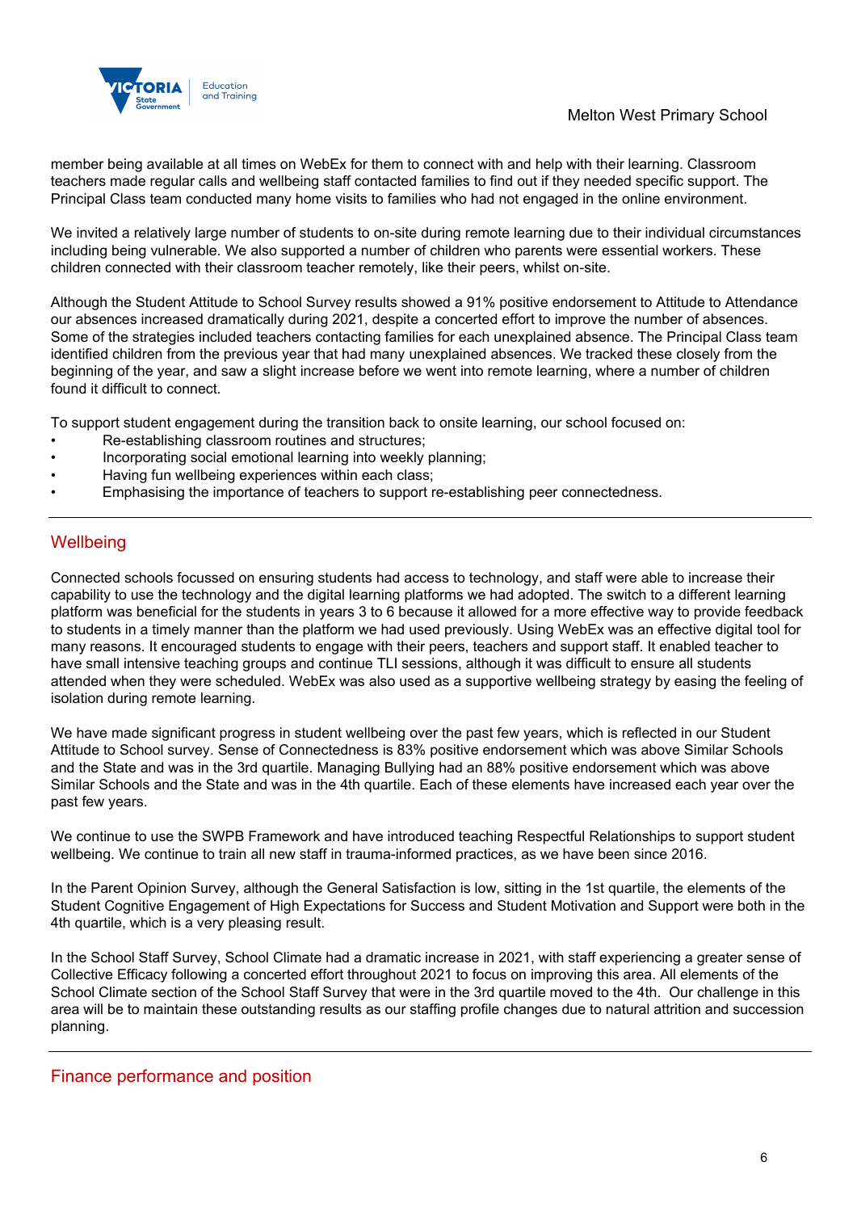member being available at all times on WebEx for them to connect with and help with their learning. Classroom teachers made regular calls and wellbeing staff contacted families to find out if they needed specific support. The Principal Class team conducted many home visits to families who had not engaged in the online environment.

We invited a relatively large number of students to on-site during remote learning due to their individual circumstances including being vulnerable. We also supported a number of children who parents were essential workers. These children connected with their classroom teacher remotely, like their peers, whilst on-site.

Although the Student Attitude to School Survey results showed a 91% positive endorsement to Attitude to Attendance our absences increased dramatically during 2021, despite a concerted effort to improve the number of absences. Some of the strategies included teachers contacting families for each unexplained absence. The Principal Class team identified children from the previous year that had many unexplained absences. We tracked these closely from the beginning of the year, and saw a slight increase before we went into remote learning, where a number of children found it difficult to connect.

To support student engagement during the transition back to onsite learning, our school focused on:

- Re-establishing classroom routines and structures;
- Incorporating social emotional learning into weekly planning;
- Having fun wellbeing experiences within each class;
- Emphasising the importance of teachers to support re-establishing peer connectedness.

## Wellbeing

Connected schools focussed on ensuring students had access to technology, and staff were able to increase their capability to use the technology and the digital learning platforms we had adopted. The switch to a different learning platform was beneficial for the students in years 3 to 6 because it allowed for a more effective way to provide feedback to students in a timely manner than the platform we had used previously. Using WebEx was an effective digital tool for many reasons. It encouraged students to engage with their peers, teachers and support staff. It enabled teacher to have small intensive teaching groups and continue TLI sessions, although it was difficult to ensure all students attended when they were scheduled. WebEx was also used as a supportive wellbeing strategy by easing the feeling of isolation during remote learning.

We have made significant progress in student wellbeing over the past few years, which is reflected in our Student Attitude to School survey. Sense of Connectedness is 83% positive endorsement which was above Similar Schools and the State and was in the 3rd quartile. Managing Bullying had an 88% positive endorsement which was above Similar Schools and the State and was in the 4th quartile. Each of these elements have increased each year over the past few years.

We continue to use the SWPB Framework and have introduced teaching Respectful Relationships to support student wellbeing. We continue to train all new staff in trauma-informed practices, as we have been since 2016.

In the Parent Opinion Survey, although the General Satisfaction is low, sitting in the 1st quartile, the elements of the Student Cognitive Engagement of High Expectations for Success and Student Motivation and Support were both in the 4th quartile, which is a very pleasing result.

In the School Staff Survey, School Climate had a dramatic increase in 2021, with staff experiencing a greater sense of Collective Efficacy following a concerted effort throughout 2021 to focus on improving this area. All elements of the School Climate section of the School Staff Survey that were in the 3rd quartile moved to the 4th. Our challenge in this area will be to maintain these outstanding results as our staffing profile changes due to natural attrition and succession planning.

## Finance performance and position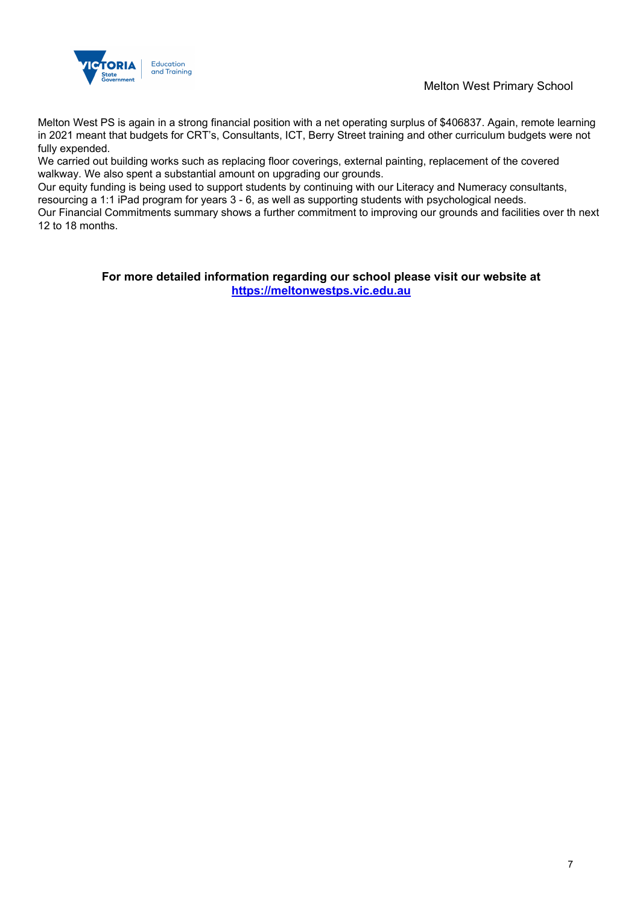Melton West PS is again in a strong financial position with a net operating surplus of $406837. Again, remote learning in 2021 meant that budgets for CRT's, Consultants, ICT, Berry Street training and other curriculum budgets were not fully expended.
We carried out building works such as replacing floor coverings, external painting, replacement of the covered walkway. We also spent a substantial amount on upgrading our grounds.
Our equity funding is being used to support students by continuing with our Literacy and Numeracy consultants, resourcing a 1:1 iPad program for years 3 - 6, as well as supporting students with psychological needs.
Our Financial Commitments summary shows a further commitment to improving our grounds and facilities over th next 12 to 18 months.

**For more detailed information regarding our school please visit our website at**
**[https://meltonwestps.vic.edu.au](https://meltonwestps.vic.edu.au)**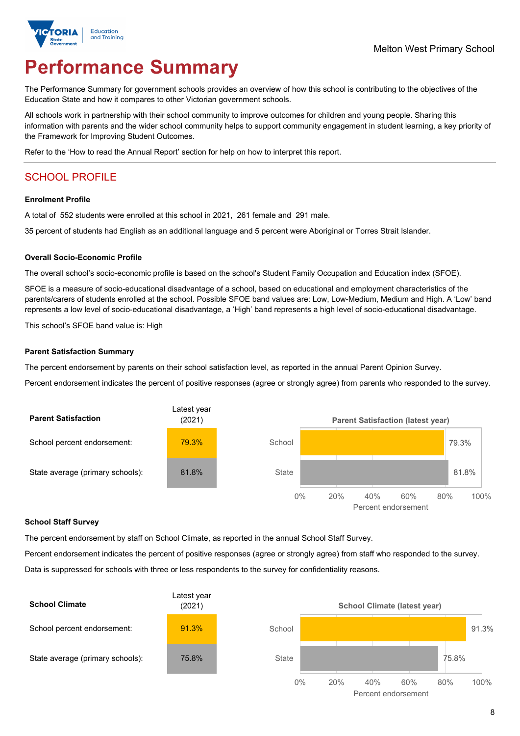Melton West Primary School

# Performance Summary

The Performance Summary for government schools provides an overview of how this school is contributing to the objectives of the Education State and how it compares to other Victorian government schools.

All schools work in partnership with their school community to improve outcomes for children and young people. Sharing this information with parents and the wider school community helps to support community engagement in student learning, a key priority of the Framework for Improving Student Outcomes.

Refer to the 'How to read the Annual Report' section for help on how to interpret this report.

## SCHOOL PROFILE

### Enrolment Profile

A total of 552 students were enrolled at this school in 2021, 261 female and 291 male.

35 percent of students had English as an additional language and 5 percent were Aboriginal or Torres Strait Islander.

### Overall Socio-Economic Profile

The overall school's socio-economic profile is based on the school's Student Family Occupation and Education index (SFOE).

SFOE is a measure of socio-educational disadvantage of a school, based on educational and employment characteristics of the parents/carers of students enrolled at the school. Possible SFOE band values are: Low, Low-Medium, Medium and High. A 'Low' band represents a low level of socio-educational disadvantage, a 'High' band represents a high level of socio-educational disadvantage.

This school's SFOE band value is: High

### Parent Satisfaction Summary

The percent endorsement by parents on their school satisfaction level, as reported in the annual Parent Opinion Survey.

Percent endorsement indicates the percent of positive responses (agree or strongly agree) from parents who responded to the survey.

| Parent Satisfaction | Latest year (2021) |
| --- | --- |
| School percent endorsement: | 79.3% |
| State average (primary schools): | 81.8% |

**Parent Satisfaction (latest year)**

| | Percent endorsement |
| --- | --- |
| School | 79.3% |
| State | 81.8% |

### School Staff Survey

The percent endorsement by staff on School Climate, as reported in the annual School Staff Survey.

Percent endorsement indicates the percent of positive responses (agree or strongly agree) from staff who responded to the survey.

Data is suppressed for schools with three or less respondents to the survey for confidentiality reasons.

| School Climate | Latest year (2021) |
| --- | --- |
| School percent endorsement: | 91.3% |
| State average (primary schools): | 75.8% |

**School Climate (latest year)**

| | Percent endorsement |
| --- | --- |
| School | 91.3% |
| State | 75.8% |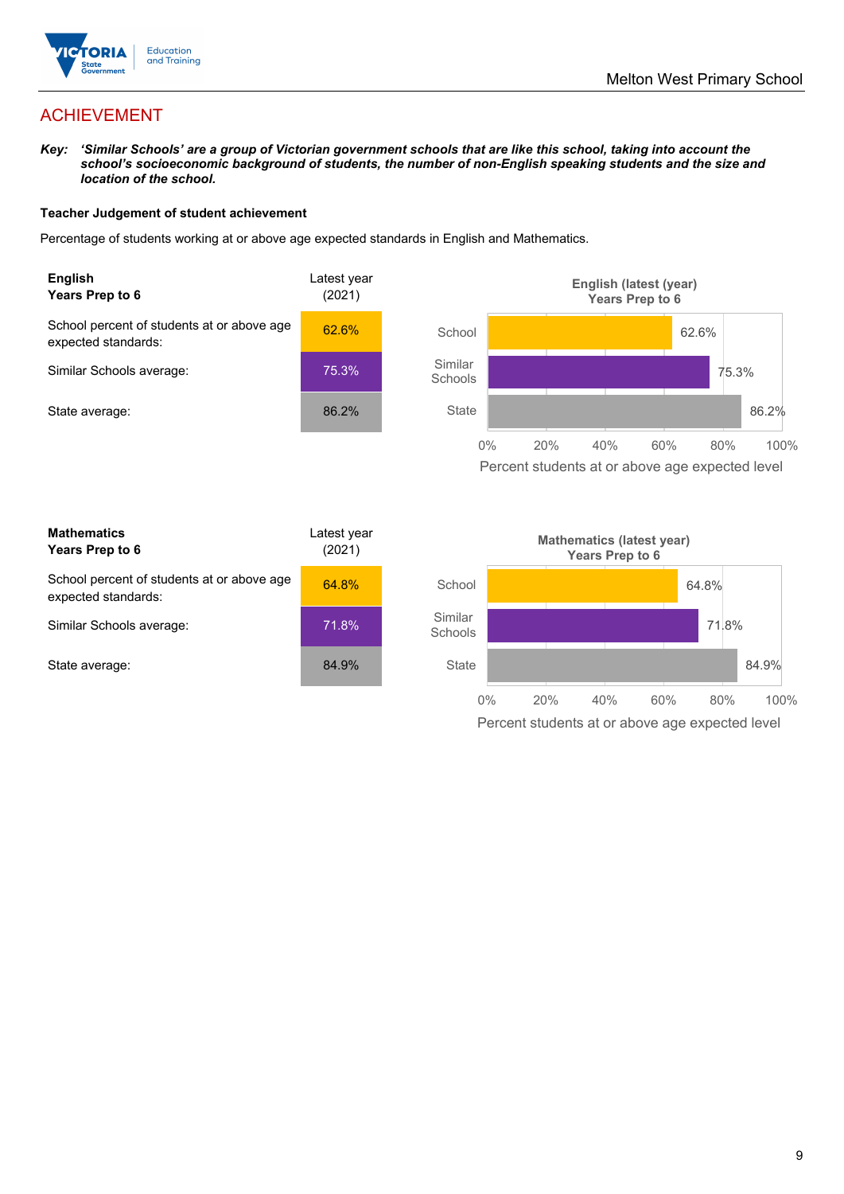# ACHIEVEMENT

***Key:** 'Similar Schools' are a group of Victorian government schools that are like this school, taking into account the school's socioeconomic background of students, the number of non-English speaking students and the size and location of the school.*

**Teacher Judgement of student achievement**

Percentage of students working at or above age expected standards in English and Mathematics.

| **English** **Years Prep to 6** | Latest year (2021) |
|---|---|
| School percent of students at or above age expected standards: | 62.6% |
| Similar Schools average: | 75.3% |
| State average: | 86.2% |

**English (latest (year) Years Prep to 6**

| | Percent students at or above age expected level |
|---|---|
| School | 62.6% |
| Similar Schools | 75.3% |
| State | 86.2% |

| **Mathematics** **Years Prep to 6** | Latest year (2021) |
|---|---|
| School percent of students at or above age expected standards: | 64.8% |
| Similar Schools average: | 71.8% |
| State average: | 84.9% |

**Mathematics (latest year) Years Prep to 6**

| | Percent students at or above age expected level |
|---|---|
| School | 64.8% |
| Similar Schools | 71.8% |
| State | 84.9% |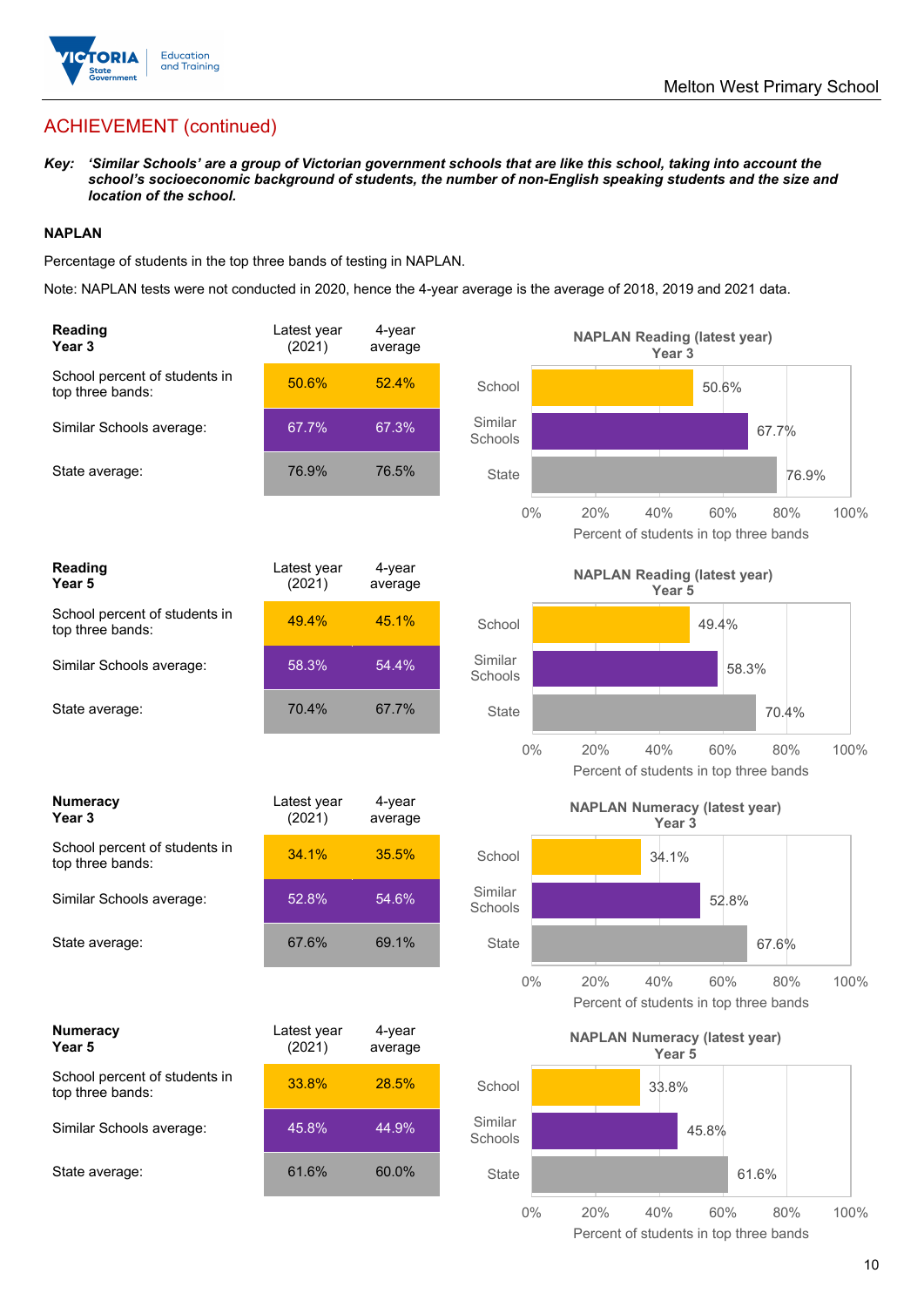## ACHIEVEMENT (continued)

***Key:*** ***'Similar Schools' are a group of Victorian government schools that are like this school, taking into account the school's socioeconomic background of students, the number of non-English speaking students and the size and location of the school.***

### NAPLAN

Percentage of students in the top three bands of testing in NAPLAN.

Note: NAPLAN tests were not conducted in 2020, hence the 4-year average is the average of 2018, 2019 and 2021 data.

| **Reading Year 3** | Latest year (2021) | 4-year average |
|---|---|---|
| School percent of students in top three bands: | 50.6% | 52.4% |
| Similar Schools average: | 67.7% | 67.3% |
| State average: | 76.9% | 76.5% |

**NAPLAN Reading (latest year) Year 3**

| | Percent of students in top three bands |
|---|---|
| School | 50.6% |
| Similar Schools | 67.7% |
| State | 76.9% |

| **Reading Year 5** | Latest year (2021) | 4-year average |
|---|---|---|
| School percent of students in top three bands: | 49.4% | 45.1% |
| Similar Schools average: | 58.3% | 54.4% |
| State average: | 70.4% | 67.7% |

**NAPLAN Reading (latest year) Year 5**

| | Percent of students in top three bands |
|---|---|
| School | 49.4% |
| Similar Schools | 58.3% |
| State | 70.4% |

| **Numeracy Year 3** | Latest year (2021) | 4-year average |
|---|---|---|
| School percent of students in top three bands: | 34.1% | 35.5% |
| Similar Schools average: | 52.8% | 54.6% |
| State average: | 67.6% | 69.1% |

**NAPLAN Numeracy (latest year) Year 3**

| | Percent of students in top three bands |
|---|---|
| School | 34.1% |
| Similar Schools | 52.8% |
| State | 67.6% |

| **Numeracy Year 5** | Latest year (2021) | 4-year average |
|---|---|---|
| School percent of students in top three bands: | 33.8% | 28.5% |
| Similar Schools average: | 45.8% | 44.9% |
| State average: | 61.6% | 60.0% |

**NAPLAN Numeracy (latest year) Year 5**

| | Percent of students in top three bands |
|---|---|
| School | 33.8% |
| Similar Schools | 45.8% |
| State | 61.6% |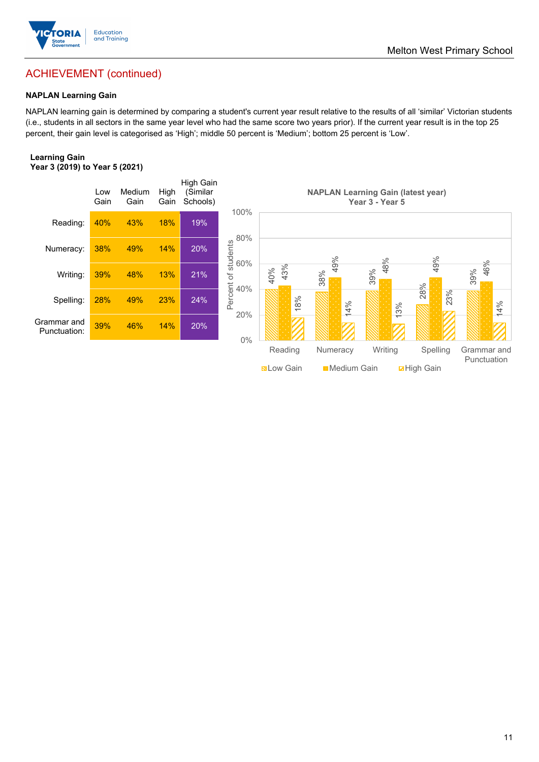## ACHIEVEMENT (continued)

### NAPLAN Learning Gain

NAPLAN learning gain is determined by comparing a student's current year result relative to the results of all 'similar' Victorian students (i.e., students in all sectors in the same year level who had the same score two years prior). If the current year result is in the top 25 percent, their gain level is categorised as 'High'; middle 50 percent is 'Medium'; bottom 25 percent is 'Low'.

**Learning Gain**
**Year 3 (2019) to Year 5 (2021)**

| | Low Gain | Medium Gain | High Gain | High Gain (Similar Schools) |
|---|---|---|---|---|
| Reading: | 40% | 43% | 18% | 19% |
| Numeracy: | 38% | 49% | 14% | 20% |
| Writing: | 39% | 48% | 13% | 21% |
| Spelling: | 28% | 49% | 23% | 24% |
| Grammar and Punctuation: | 39% | 46% | 14% | 20% |

**NAPLAN Learning Gain (latest year)**
**Year 3 - Year 5**

| | Low Gain | Medium Gain | High Gain |
|---|---|---|---|
| Reading | 40% | 43% | 18% |
| Numeracy | 38% | 49% | 14% |
| Writing | 39% | 48% | 13% |
| Spelling | 28% | 49% | 23% |
| Grammar and Punctuation | 39% | 46% | 14% |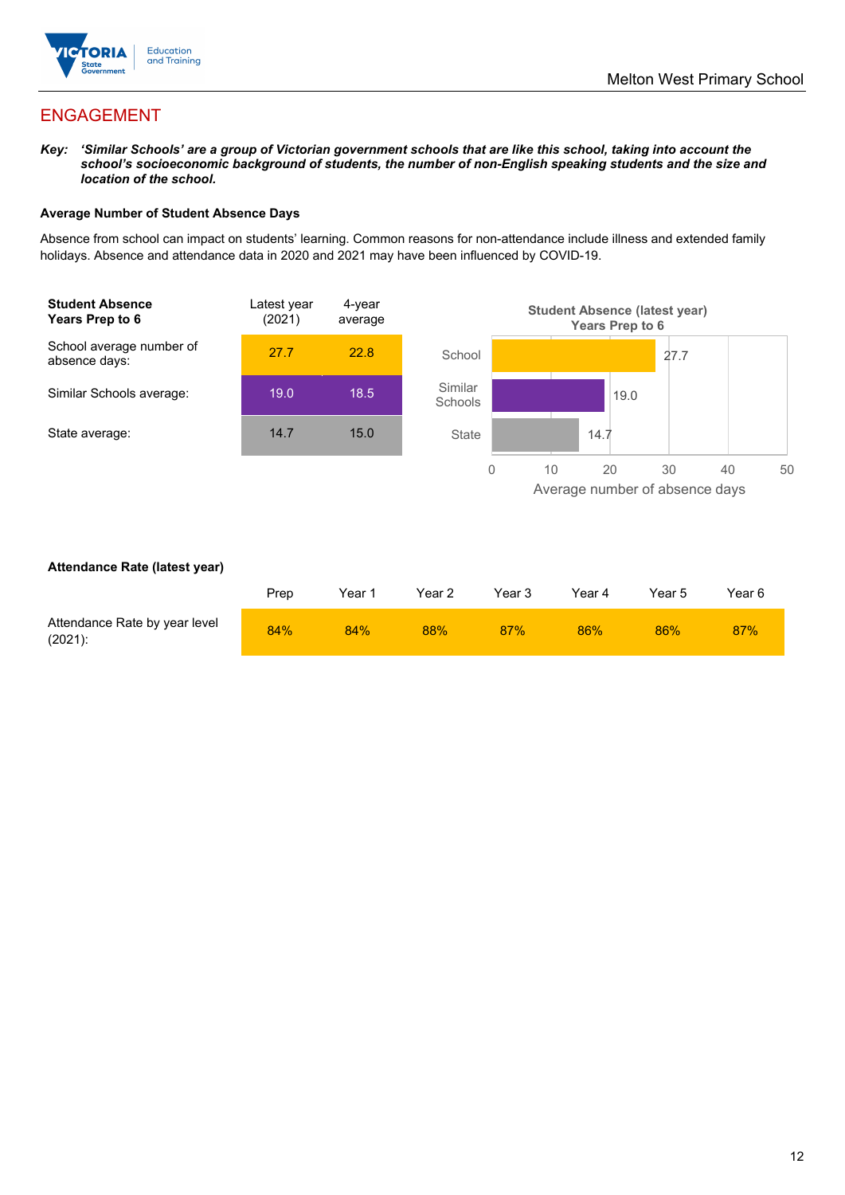## ENGAGEMENT

***Key:*** ***'Similar Schools' are a group of Victorian government schools that are like this school, taking into account the school's socioeconomic background of students, the number of non-English speaking students and the size and location of the school.***

**Average Number of Student Absence Days**

Absence from school can impact on students' learning. Common reasons for non-attendance include illness and extended family holidays. Absence and attendance data in 2020 and 2021 may have been influenced by COVID-19.

| **Student Absence Years Prep to 6** | Latest year (2021) | 4-year average |
|---|---|---|
| School average number of absence days: | 27.7 | 22.8 |
| Similar Schools average: | 19.0 | 18.5 |
| State average: | 14.7 | 15.0 |

**Student Absence (latest year) Years Prep to 6**

| | Average number of absence days |
|---|---|
| School | 27.7 |
| Similar Schools | 19.0 |
| State | 14.7 |

**Attendance Rate (latest year)**

| | Prep | Year 1 | Year 2 | Year 3 | Year 4 | Year 5 | Year 6 |
|---|---|---|---|---|---|---|---|
| Attendance Rate by year level (2021): | 84% | 84% | 88% | 87% | 86% | 86% | 87% |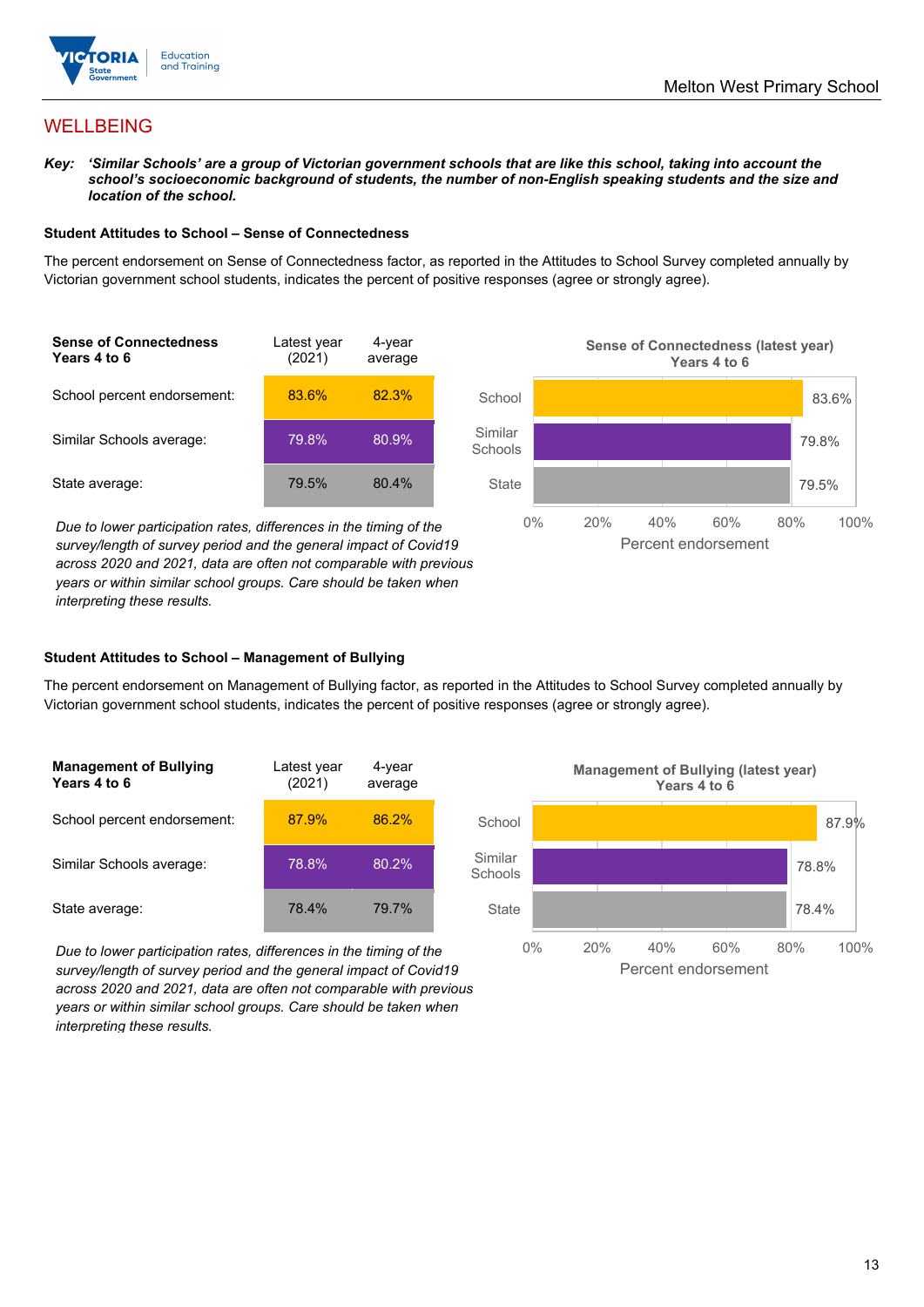## WELLBEING

***Key:** 'Similar Schools' are a group of Victorian government schools that are like this school, taking into account the school's socioeconomic background of students, the number of non-English speaking students and the size and location of the school.*

### Student Attitudes to School – Sense of Connectedness

The percent endorsement on Sense of Connectedness factor, as reported in the Attitudes to School Survey completed annually by Victorian government school students, indicates the percent of positive responses (agree or strongly agree).

| Sense of Connectedness Years 4 to 6 | Latest year (2021) | 4-year average |
|---|---|---|
| School percent endorsement: | 83.6% | 82.3% |
| Similar Schools average: | 79.8% | 80.9% |
| State average: | 79.5% | 80.4% |

*Due to lower participation rates, differences in the timing of the survey/length of survey period and the general impact of Covid19 across 2020 and 2021, data are often not comparable with previous years or within similar school groups. Care should be taken when interpreting these results.*

**Sense of Connectedness (latest year) Years 4 to 6**

| | Percent endorsement |
|---|---|
| School | 83.6% |
| Similar Schools | 79.8% |
| State | 79.5% |

### Student Attitudes to School – Management of Bullying

The percent endorsement on Management of Bullying factor, as reported in the Attitudes to School Survey completed annually by Victorian government school students, indicates the percent of positive responses (agree or strongly agree).

| Management of Bullying Years 4 to 6 | Latest year (2021) | 4-year average |
|---|---|---|
| School percent endorsement: | 87.9% | 86.2% |
| Similar Schools average: | 78.8% | 80.2% |
| State average: | 78.4% | 79.7% |

*Due to lower participation rates, differences in the timing of the survey/length of survey period and the general impact of Covid19 across 2020 and 2021, data are often not comparable with previous years or within similar school groups. Care should be taken when interpreting these results.*

**Management of Bullying (latest year) Years 4 to 6**

| | Percent endorsement |
|---|---|
| School | 87.9% |
| Similar Schools | 78.8% |
| State | 78.4% |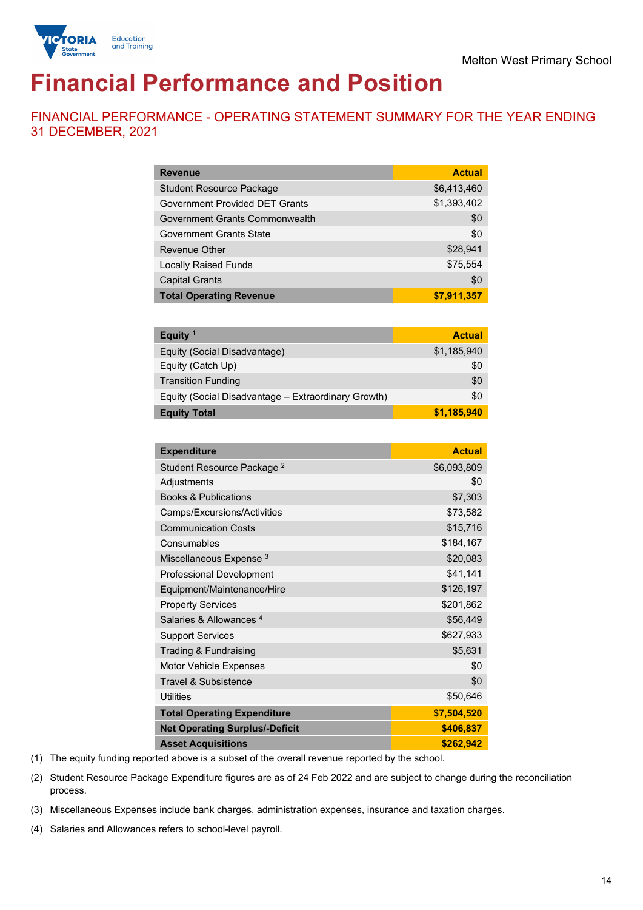Melton West Primary School

# Financial Performance and Position

## FINANCIAL PERFORMANCE - OPERATING STATEMENT SUMMARY FOR THE YEAR ENDING 31 DECEMBER, 2021

| Revenue | Actual |
|---|---|
| Student Resource Package | $6,413,460 |
| Government Provided DET Grants | $1,393,402 |
| Government Grants Commonwealth | $0 |
| Government Grants State | $0 |
| Revenue Other | $28,941 |
| Locally Raised Funds | $75,554 |
| Capital Grants | $0 |
| **Total Operating Revenue** | **$7,911,357** |

| Equity [1] | Actual |
|---|---|
| Equity (Social Disadvantage) | $1,185,940 |
| Equity (Catch Up) | $0 |
| Transition Funding | $0 |
| Equity (Social Disadvantage – Extraordinary Growth) | $0 |
| **Equity Total** | **$1,185,940** |

| Expenditure | Actual |
|---|---|
| Student Resource Package [2] | $6,093,809 |
| Adjustments | $0 |
| Books & Publications | $7,303 |
| Camps/Excursions/Activities | $73,582 |
| Communication Costs | $15,716 |
| Consumables | $184,167 |
| Miscellaneous Expense [3] | $20,083 |
| Professional Development | $41,141 |
| Equipment/Maintenance/Hire | $126,197 |
| Property Services | $201,862 |
| Salaries & Allowances [4] | $56,449 |
| Support Services | $627,933 |
| Trading & Fundraising | $5,631 |
| Motor Vehicle Expenses | $0 |
| Travel & Subsistence | $0 |
| Utilities | $50,646 |
| **Total Operating Expenditure** | **$7,504,520** |
| **Net Operating Surplus/-Deficit** | **$406,837** |
| **Asset Acquisitions** | **$262,942** |

(1) The equity funding reported above is a subset of the overall revenue reported by the school.

(2) Student Resource Package Expenditure figures are as of 24 Feb 2022 and are subject to change during the reconciliation process.

(3) Miscellaneous Expenses include bank charges, administration expenses, insurance and taxation charges.

(4) Salaries and Allowances refers to school-level payroll.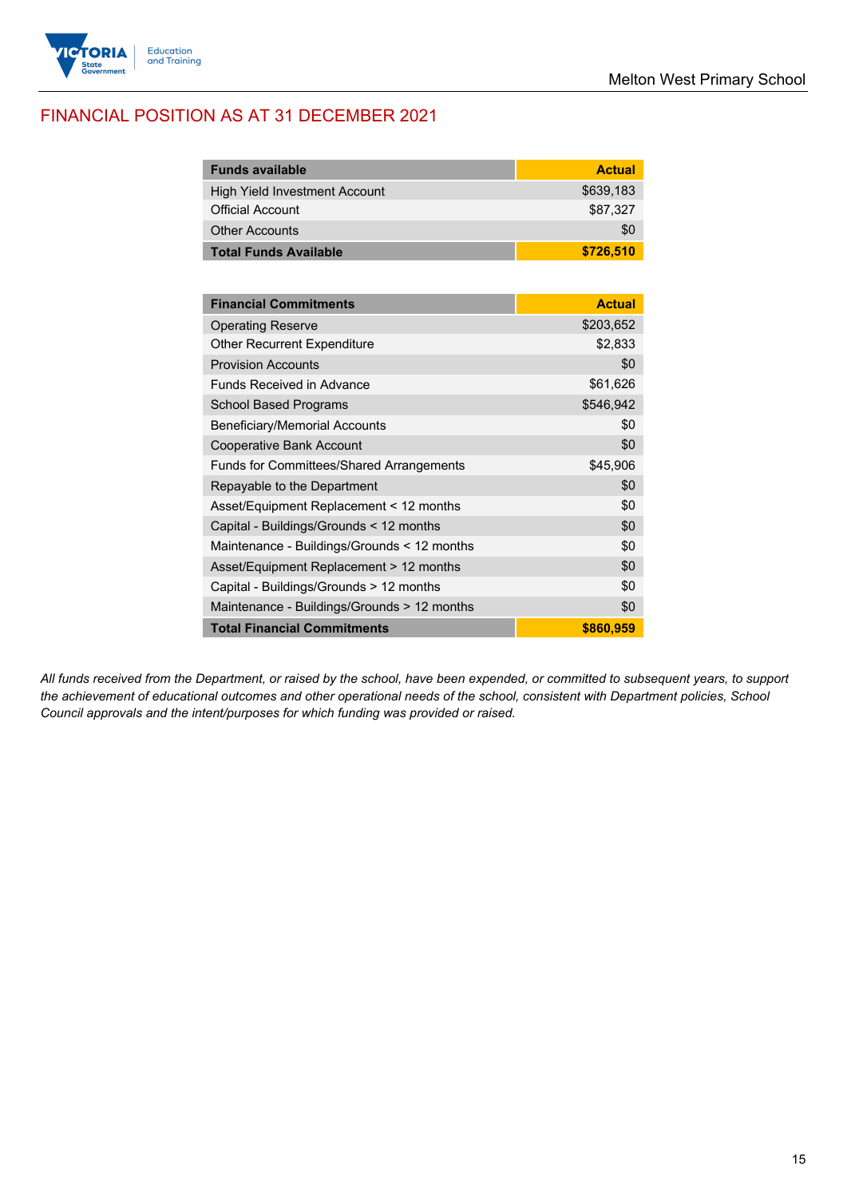# FINANCIAL POSITION AS AT 31 DECEMBER 2021

| Funds available | Actual |
|---|---|
| High Yield Investment Account | $639,183 |
| Official Account | $87,327 |
| Other Accounts | $0 |
| **Total Funds Available** | **$726,510** |

| Financial Commitments | Actual |
|---|---|
| Operating Reserve | $203,652 |
| Other Recurrent Expenditure | $2,833 |
| Provision Accounts | $0 |
| Funds Received in Advance | $61,626 |
| School Based Programs | $546,942 |
| Beneficiary/Memorial Accounts | $0 |
| Cooperative Bank Account | $0 |
| Funds for Committees/Shared Arrangements | $45,906 |
| Repayable to the Department | $0 |
| Asset/Equipment Replacement < 12 months | $0 |
| Capital - Buildings/Grounds < 12 months | $0 |
| Maintenance - Buildings/Grounds < 12 months | $0 |
| Asset/Equipment Replacement > 12 months | $0 |
| Capital - Buildings/Grounds > 12 months | $0 |
| Maintenance - Buildings/Grounds > 12 months | $0 |
| **Total Financial Commitments** | **$860,959** |

*All funds received from the Department, or raised by the school, have been expended, or committed to subsequent years, to support the achievement of educational outcomes and other operational needs of the school, consistent with Department policies, School Council approvals and the intent/purposes for which funding was provided or raised.*